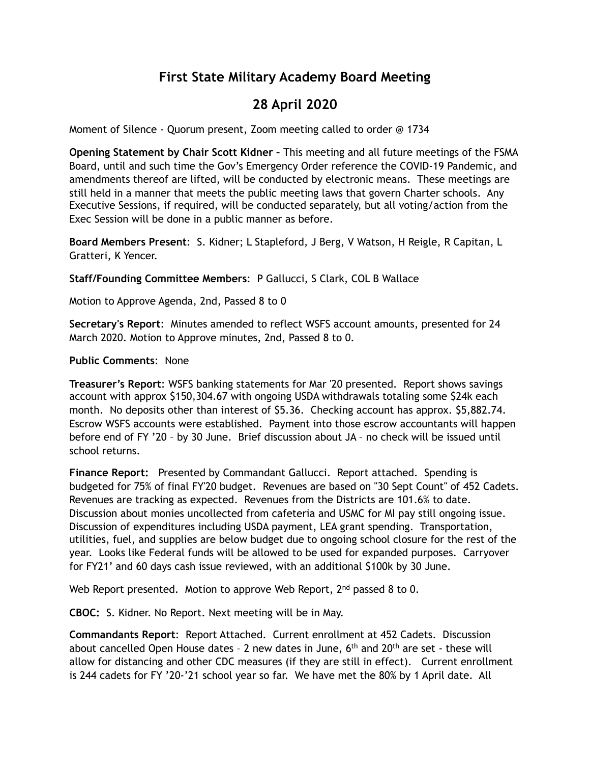# First State Military Academy Board Meeting

## 28 April 2020

Moment of Silence - Quorum present, Zoom meeting called to order @ 1734

**Opening Statement by Chair Scott Kidner –** This meeting and all future meetings of the FSMA Board, until and such time the Gov's Emergency Order reference the COVID-19 Pandemic, and amendments thereof are lifted, will be conducted by electronic means. These meetings are still held in a manner that meets the public meeting laws that govern Charter schools. Any Executive Sessions, if required, will be conducted separately, but all voting/action from the Exec Session will be done in a public manner as before.

**Board Members Present**: S. Kidner; L Stapleford, J Berg, V Watson, H Reigle, R Capitan, L Gratteri, K Yencer.

**Staff/Founding Committee Members**: P Gallucci, S Clark, COL B Wallace

Motion to Approve Agenda, 2nd, Passed 8 to 0

**Secretary's Report**: Minutes amended to reflect WSFS account amounts, presented for 24 March 2020. Motion to Approve minutes, 2nd, Passed 8 to 0.

**Public Comments**: None

**Treasurer's Report**: WSFS banking statements for Mar '20 presented. Report shows savings account with approx $150,304.67 with ongoing USDA withdrawals totaling some $24k each month. No deposits other than interest of $5.36. Checking account has approx. $5,882.74. Escrow WSFS accounts were established. Payment into those escrow accountants will happen before end of FY '20 – by 30 June. Brief discussion about JA – no check will be issued until school returns.

**Finance Report:** Presented by Commandant Gallucci. Report attached. Spending is budgeted for 75% of final FY'20 budget. Revenues are based on "30 Sept Count" of 452 Cadets. Revenues are tracking as expected. Revenues from the Districts are 101.6% to date. Discussion about monies uncollected from cafeteria and USMC for MI pay still ongoing issue. Discussion of expenditures including USDA payment, LEA grant spending. Transportation, utilities, fuel, and supplies are below budget due to ongoing school closure for the rest of the year. Looks like Federal funds will be allowed to be used for expanded purposes. Carryover for FY21' and 60 days cash issue reviewed, with an additional $100k by 30 June.

Web Report presented. Motion to approve Web Report, 2nd passed 8 to 0.

**CBOC:** S. Kidner. No Report. Next meeting will be in May.

**Commandants Report**: Report Attached. Current enrollment at 452 Cadets. Discussion about cancelled Open House dates – 2 new dates in June, 6th and 20th are set - these will allow for distancing and other CDC measures (if they are still in effect). Current enrollment is 244 cadets for FY '20-'21 school year so far. We have met the 80% by 1 April date. All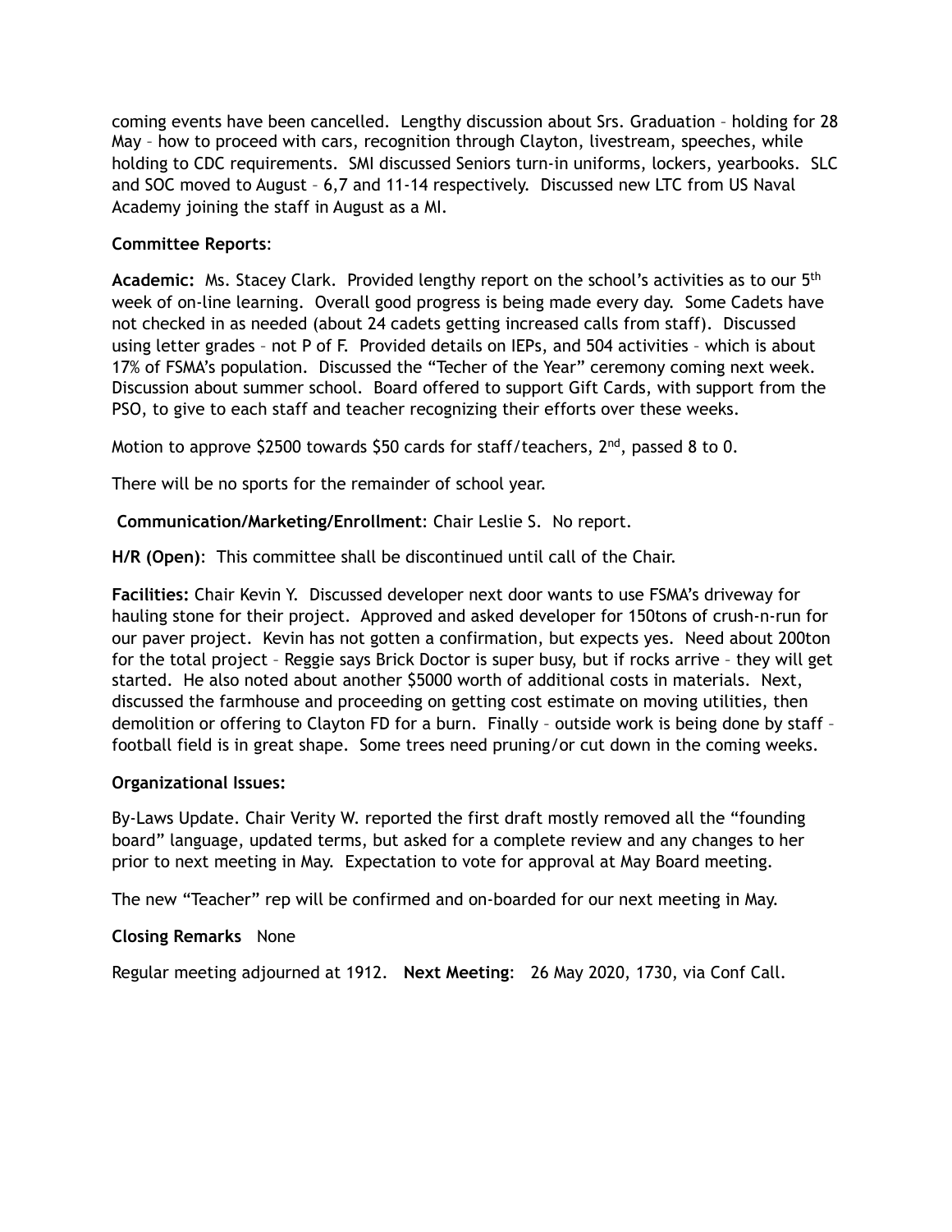coming events have been cancelled. Lengthy discussion about Srs. Graduation – holding for 28 May – how to proceed with cars, recognition through Clayton, livestream, speeches, while holding to CDC requirements. SMI discussed Seniors turn-in uniforms, lockers, yearbooks. SLC and SOC moved to August – 6,7 and 11-14 respectively. Discussed new LTC from US Naval Academy joining the staff in August as a MI.

**Committee Reports**:

**Academic:** Ms. Stacey Clark. Provided lengthy report on the school's activities as to our 5th week of on-line learning. Overall good progress is being made every day. Some Cadets have not checked in as needed (about 24 cadets getting increased calls from staff). Discussed using letter grades – not P of F. Provided details on IEPs, and 504 activities – which is about 17% of FSMA's population. Discussed the "Techer of the Year" ceremony coming next week. Discussion about summer school. Board offered to support Gift Cards, with support from the PSO, to give to each staff and teacher recognizing their efforts over these weeks.

Motion to approve $2500 towards $50 cards for staff/teachers, 2nd, passed 8 to 0.

There will be no sports for the remainder of school year.

**Communication/Marketing/Enrollment**: Chair Leslie S. No report.

**H/R (Open)**: This committee shall be discontinued until call of the Chair.

**Facilities:** Chair Kevin Y. Discussed developer next door wants to use FSMA's driveway for hauling stone for their project. Approved and asked developer for 150tons of crush-n-run for our paver project. Kevin has not gotten a confirmation, but expects yes. Need about 200ton for the total project – Reggie says Brick Doctor is super busy, but if rocks arrive – they will get started. He also noted about another $5000 worth of additional costs in materials. Next, discussed the farmhouse and proceeding on getting cost estimate on moving utilities, then demolition or offering to Clayton FD for a burn. Finally – outside work is being done by staff – football field is in great shape. Some trees need pruning/or cut down in the coming weeks.

**Organizational Issues:**

By-Laws Update. Chair Verity W. reported the first draft mostly removed all the "founding board" language, updated terms, but asked for a complete review and any changes to her prior to next meeting in May. Expectation to vote for approval at May Board meeting.

The new "Teacher" rep will be confirmed and on-boarded for our next meeting in May.

**Closing Remarks** None

Regular meeting adjourned at 1912. **Next Meeting**: 26 May 2020, 1730, via Conf Call.